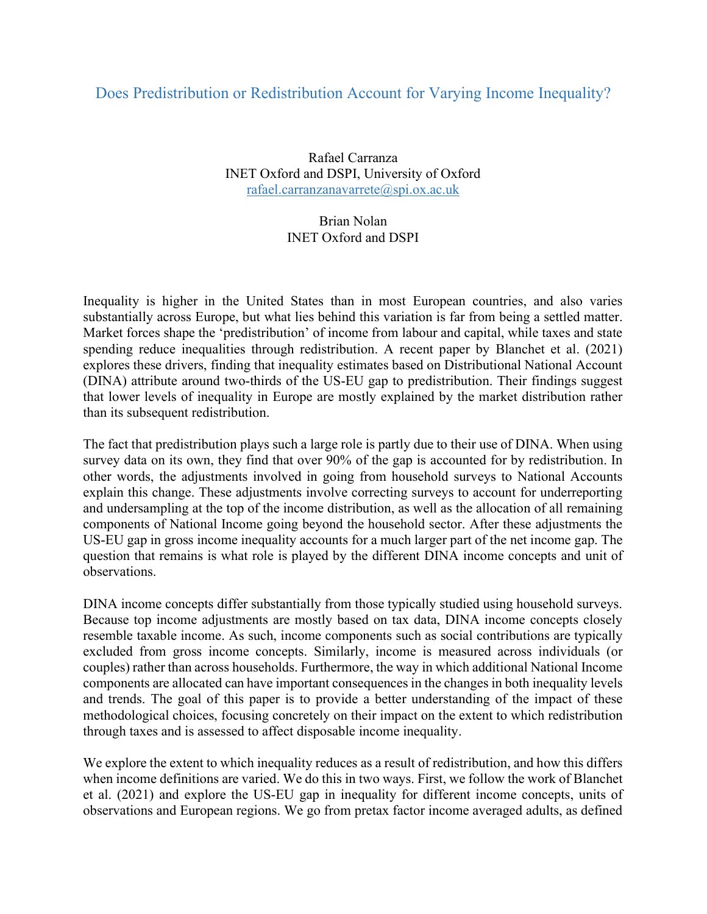# Does Predistribution or Redistribution Account for Varying Income Inequality?

Rafael Carranza
INET Oxford and DSPI, University of Oxford
rafael.carranzanavarrete@spi.ox.ac.uk

Brian Nolan
INET Oxford and DSPI

Inequality is higher in the United States than in most European countries, and also varies substantially across Europe, but what lies behind this variation is far from being a settled matter. Market forces shape the 'predistribution' of income from labour and capital, while taxes and state spending reduce inequalities through redistribution. A recent paper by Blanchet et al. (2021) explores these drivers, finding that inequality estimates based on Distributional National Account (DINA) attribute around two-thirds of the US-EU gap to predistribution. Their findings suggest that lower levels of inequality in Europe are mostly explained by the market distribution rather than its subsequent redistribution.

The fact that predistribution plays such a large role is partly due to their use of DINA. When using survey data on its own, they find that over 90% of the gap is accounted for by redistribution. In other words, the adjustments involved in going from household surveys to National Accounts explain this change. These adjustments involve correcting surveys to account for underreporting and undersampling at the top of the income distribution, as well as the allocation of all remaining components of National Income going beyond the household sector. After these adjustments the US-EU gap in gross income inequality accounts for a much larger part of the net income gap. The question that remains is what role is played by the different DINA income concepts and unit of observations.

DINA income concepts differ substantially from those typically studied using household surveys. Because top income adjustments are mostly based on tax data, DINA income concepts closely resemble taxable income. As such, income components such as social contributions are typically excluded from gross income concepts. Similarly, income is measured across individuals (or couples) rather than across households. Furthermore, the way in which additional National Income components are allocated can have important consequences in the changes in both inequality levels and trends. The goal of this paper is to provide a better understanding of the impact of these methodological choices, focusing concretely on their impact on the extent to which redistribution through taxes and is assessed to affect disposable income inequality.

We explore the extent to which inequality reduces as a result of redistribution, and how this differs when income definitions are varied. We do this in two ways. First, we follow the work of Blanchet et al. (2021) and explore the US-EU gap in inequality for different income concepts, units of observations and European regions. We go from pretax factor income averaged adults, as defined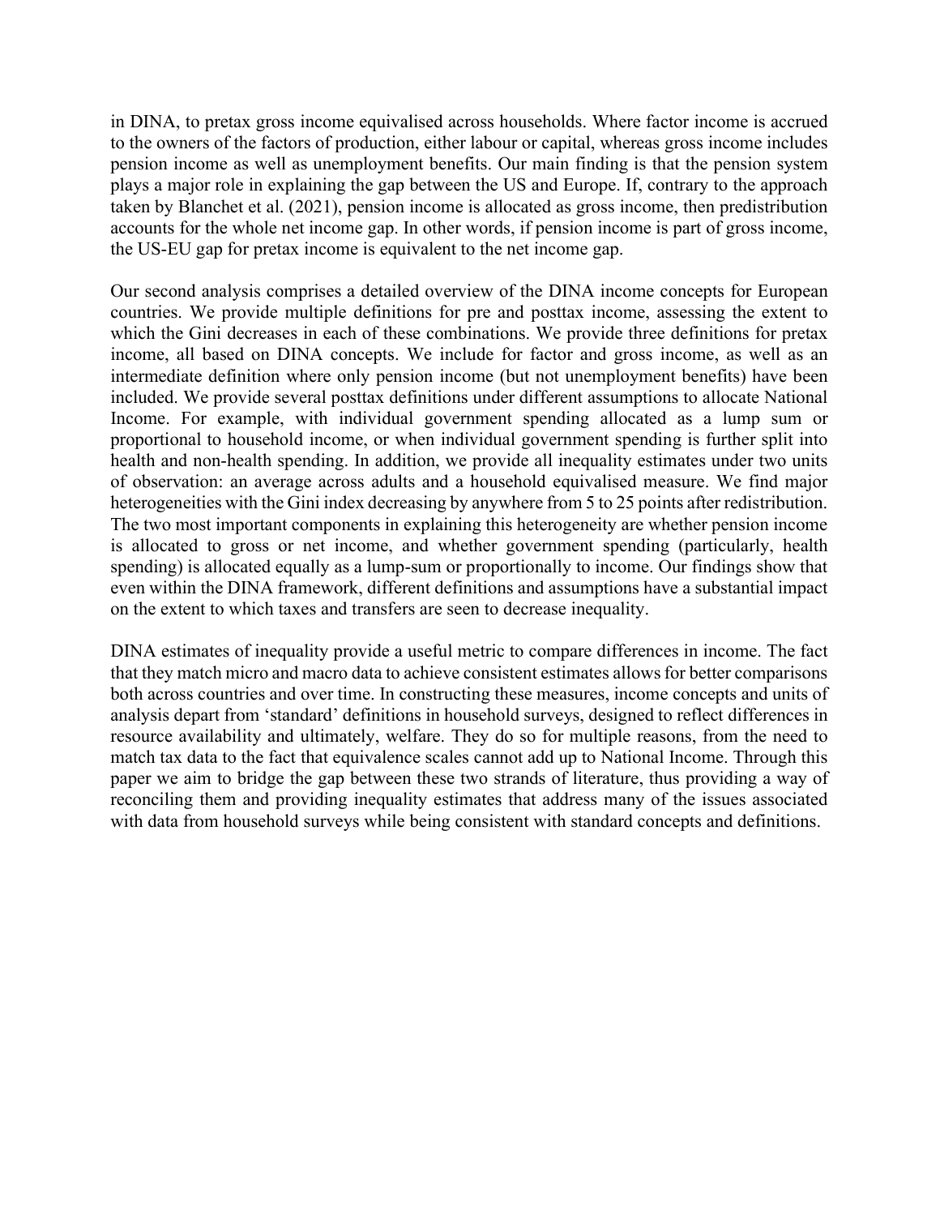in DINA, to pretax gross income equivalised across households. Where factor income is accrued to the owners of the factors of production, either labour or capital, whereas gross income includes pension income as well as unemployment benefits. Our main finding is that the pension system plays a major role in explaining the gap between the US and Europe. If, contrary to the approach taken by Blanchet et al. (2021), pension income is allocated as gross income, then predistribution accounts for the whole net income gap. In other words, if pension income is part of gross income, the US-EU gap for pretax income is equivalent to the net income gap.

Our second analysis comprises a detailed overview of the DINA income concepts for European countries. We provide multiple definitions for pre and posttax income, assessing the extent to which the Gini decreases in each of these combinations. We provide three definitions for pretax income, all based on DINA concepts. We include for factor and gross income, as well as an intermediate definition where only pension income (but not unemployment benefits) have been included. We provide several posttax definitions under different assumptions to allocate National Income. For example, with individual government spending allocated as a lump sum or proportional to household income, or when individual government spending is further split into health and non-health spending. In addition, we provide all inequality estimates under two units of observation: an average across adults and a household equivalised measure. We find major heterogeneities with the Gini index decreasing by anywhere from 5 to 25 points after redistribution. The two most important components in explaining this heterogeneity are whether pension income is allocated to gross or net income, and whether government spending (particularly, health spending) is allocated equally as a lump-sum or proportionally to income. Our findings show that even within the DINA framework, different definitions and assumptions have a substantial impact on the extent to which taxes and transfers are seen to decrease inequality.

DINA estimates of inequality provide a useful metric to compare differences in income. The fact that they match micro and macro data to achieve consistent estimates allows for better comparisons both across countries and over time. In constructing these measures, income concepts and units of analysis depart from 'standard' definitions in household surveys, designed to reflect differences in resource availability and ultimately, welfare. They do so for multiple reasons, from the need to match tax data to the fact that equivalence scales cannot add up to National Income. Through this paper we aim to bridge the gap between these two strands of literature, thus providing a way of reconciling them and providing inequality estimates that address many of the issues associated with data from household surveys while being consistent with standard concepts and definitions.